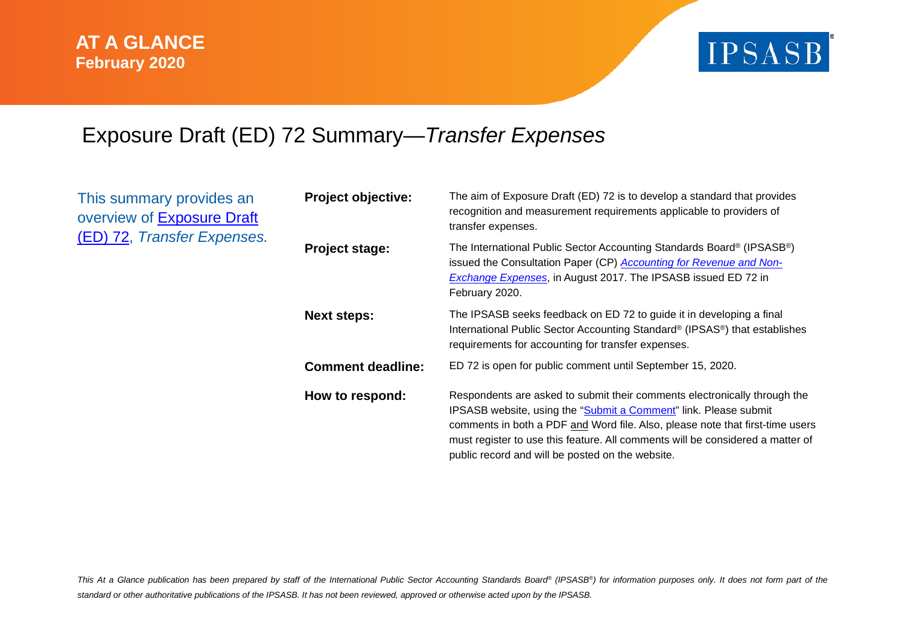**AT A GLANCE**
**February 2020**

IPSASB®

# Exposure Draft (ED) 72 Summary—*Transfer Expenses*

This summary provides an overview of Exposure Draft (ED) 72, *Transfer Expenses.*

**Project objective:** The aim of Exposure Draft (ED) 72 is to develop a standard that provides recognition and measurement requirements applicable to providers of transfer expenses.

**Project stage:** The International Public Sector Accounting Standards Board® (IPSASB®) issued the Consultation Paper (CP) *Accounting for Revenue and Non-Exchange Expenses*, in August 2017. The IPSASB issued ED 72 in February 2020.

**Next steps:** The IPSASB seeks feedback on ED 72 to guide it in developing a final International Public Sector Accounting Standard® (IPSAS®) that establishes requirements for accounting for transfer expenses.

**Comment deadline:** ED 72 is open for public comment until September 15, 2020.

**How to respond:** Respondents are asked to submit their comments electronically through the IPSASB website, using the "Submit a Comment" link. Please submit comments in both a PDF and Word file. Also, please note that first-time users must register to use this feature. All comments will be considered a matter of public record and will be posted on the website.

*This At a Glance publication has been prepared by staff of the International Public Sector Accounting Standards Board® (IPSASB®) for information purposes only. It does not form part of the standard or other authoritative publications of the IPSASB. It has not been reviewed, approved or otherwise acted upon by the IPSASB.*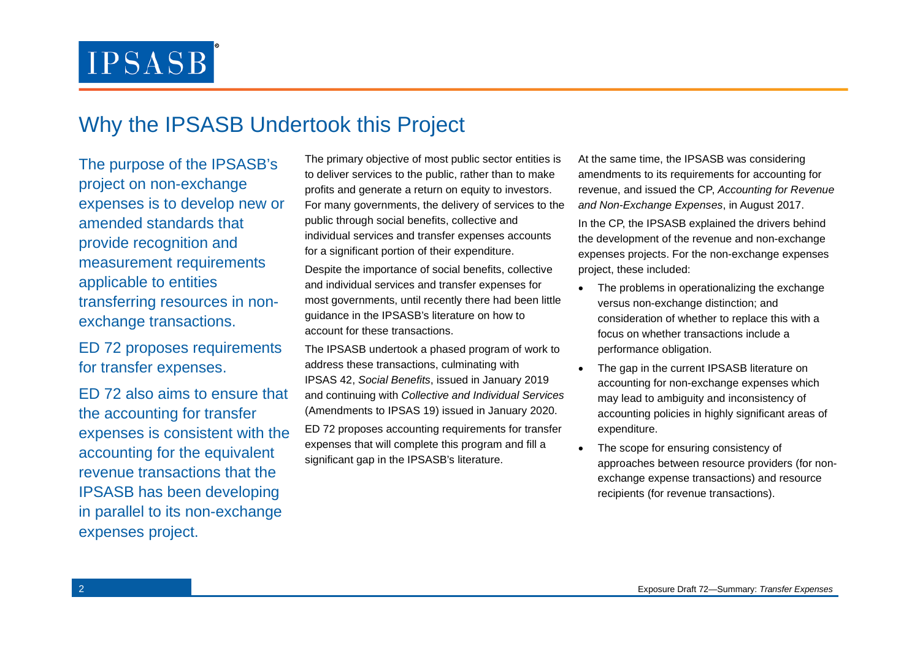# Why the IPSASB Undertook this Project

The purpose of the IPSASB's project on non-exchange expenses is to develop new or amended standards that provide recognition and measurement requirements applicable to entities transferring resources in non-exchange transactions.

ED 72 proposes requirements for transfer expenses.

ED 72 also aims to ensure that the accounting for transfer expenses is consistent with the accounting for the equivalent revenue transactions that the IPSASB has been developing in parallel to its non-exchange expenses project.

The primary objective of most public sector entities is to deliver services to the public, rather than to make profits and generate a return on equity to investors. For many governments, the delivery of services to the public through social benefits, collective and individual services and transfer expenses accounts for a significant portion of their expenditure.

Despite the importance of social benefits, collective and individual services and transfer expenses for most governments, until recently there had been little guidance in the IPSASB's literature on how to account for these transactions.

The IPSASB undertook a phased program of work to address these transactions, culminating with IPSAS 42, *Social Benefits*, issued in January 2019 and continuing with *Collective and Individual Services* (Amendments to IPSAS 19) issued in January 2020.

ED 72 proposes accounting requirements for transfer expenses that will complete this program and fill a significant gap in the IPSASB's literature.

At the same time, the IPSASB was considering amendments to its requirements for accounting for revenue, and issued the CP, *Accounting for Revenue and Non-Exchange Expenses*, in August 2017.

In the CP, the IPSASB explained the drivers behind the development of the revenue and non-exchange expenses projects. For the non-exchange expenses project, these included:

- The problems in operationalizing the exchange versus non-exchange distinction; and consideration of whether to replace this with a focus on whether transactions include a performance obligation.
- The gap in the current IPSASB literature on accounting for non-exchange expenses which may lead to ambiguity and inconsistency of accounting policies in highly significant areas of expenditure.
- The scope for ensuring consistency of approaches between resource providers (for non-exchange expense transactions) and resource recipients (for revenue transactions).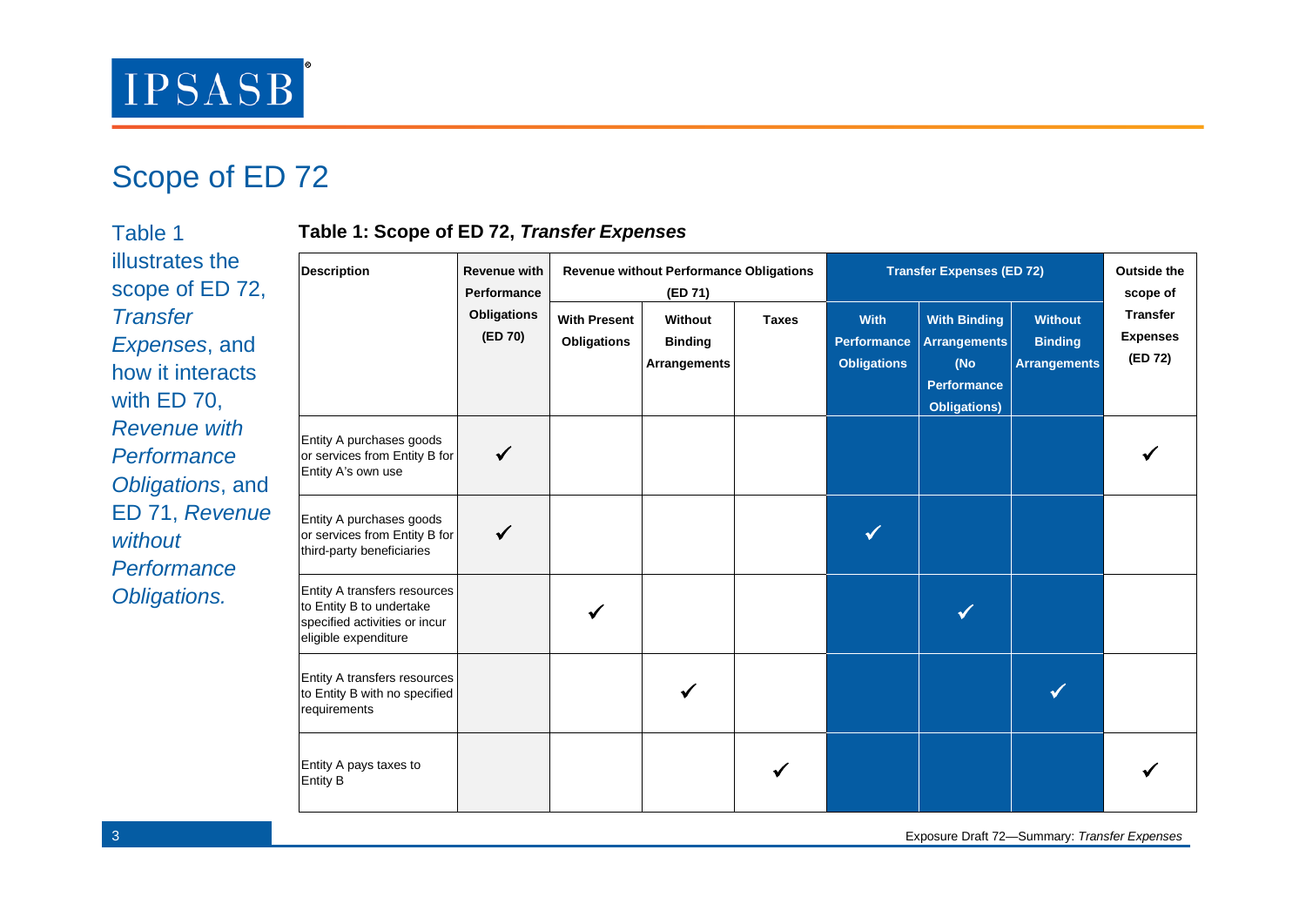# Scope of ED 72

Table 1 illustrates the scope of ED 72, *Transfer Expenses*, and how it interacts with ED 70, *Revenue with Performance Obligations*, and ED 71, *Revenue without Performance Obligations.*

**Table 1: Scope of ED 72, *Transfer Expenses***

| Description | Revenue with Performance Obligations (ED 70) | Revenue without Performance Obligations (ED 71) | | | Transfer Expenses (ED 72) | | | Outside the scope of Transfer Expenses (ED 72) |
|---|---|---|---|---|---|---|---|---|
| | | With Present Obligations | Without Binding Arrangements | Taxes | With Performance Obligations | With Binding Arrangements (No Performance Obligations) | Without Binding Arrangements | |
| Entity A purchases goods or services from Entity B for Entity A's own use | ✓ | | | | | | | ✓ |
| Entity A purchases goods or services from Entity B for third-party beneficiaries | ✓ | | | | ✓ | | | |
| Entity A transfers resources to Entity B to undertake specified activities or incur eligible expenditure | | ✓ | | | | ✓ | | |
| Entity A transfers resources to Entity B with no specified requirements | | | ✓ | | | | ✓ | |
| Entity A pays taxes to Entity B | | | | ✓ | | | | ✓ |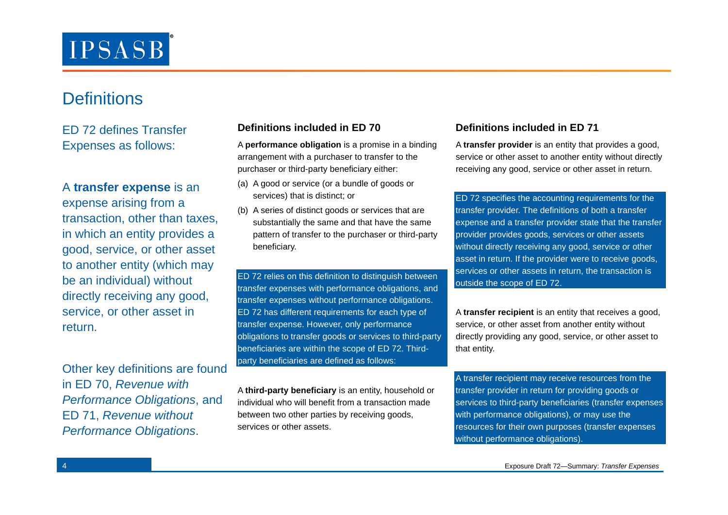## Definitions

ED 72 defines Transfer Expenses as follows:

A **transfer expense** is an expense arising from a transaction, other than taxes, in which an entity provides a good, service, or other asset to another entity (which may be an individual) without directly receiving any good, service, or other asset in return.

Other key definitions are found in ED 70, *Revenue with Performance Obligations*, and ED 71, *Revenue without Performance Obligations*.

### Definitions included in ED 70

A **performance obligation** is a promise in a binding arrangement with a purchaser to transfer to the purchaser or third-party beneficiary either:

(a) A good or service (or a bundle of goods or services) that is distinct; or

(b) A series of distinct goods or services that are substantially the same and that have the same pattern of transfer to the purchaser or third-party beneficiary.

ED 72 relies on this definition to distinguish between transfer expenses with performance obligations, and transfer expenses without performance obligations. ED 72 has different requirements for each type of transfer expense. However, only performance obligations to transfer goods or services to third-party beneficiaries are within the scope of ED 72. Third-party beneficiaries are defined as follows:

A **third-party beneficiary** is an entity, household or individual who will benefit from a transaction made between two other parties by receiving goods, services or other assets.

### Definitions included in ED 71

A **transfer provider** is an entity that provides a good, service or other asset to another entity without directly receiving any good, service or other asset in return.

ED 72 specifies the accounting requirements for the transfer provider. The definitions of both a transfer expense and a transfer provider state that the transfer provider provides goods, services or other assets without directly receiving any good, service or other asset in return. If the provider were to receive goods, services or other assets in return, the transaction is outside the scope of ED 72.

A **transfer recipient** is an entity that receives a good, service, or other asset from another entity without directly providing any good, service, or other asset to that entity.

A transfer recipient may receive resources from the transfer provider in return for providing goods or services to third-party beneficiaries (transfer expenses with performance obligations), or may use the resources for their own purposes (transfer expenses without performance obligations).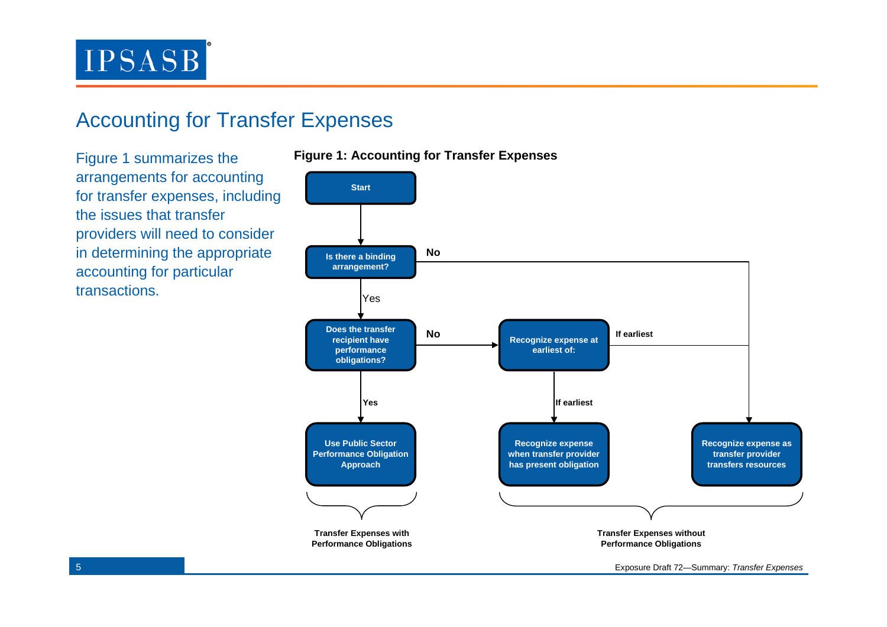# Accounting for Transfer Expenses

Figure 1 summarizes the arrangements for accounting for transfer expenses, including the issues that transfer providers will need to consider in determining the appropriate accounting for particular transactions.

**Figure 1: Accounting for Transfer Expenses**

Start

Is there a binding arrangement?

No

Yes

Does the transfer recipient have performance obligations?

No

Recognize expense at earliest of:

If earliest

Yes

If earliest

Use Public Sector Performance Obligation Approach

Recognize expense when transfer provider has present obligation

Recognize expense as transfer provider transfers resources

Transfer Expenses with Performance Obligations

Transfer Expenses without Performance Obligations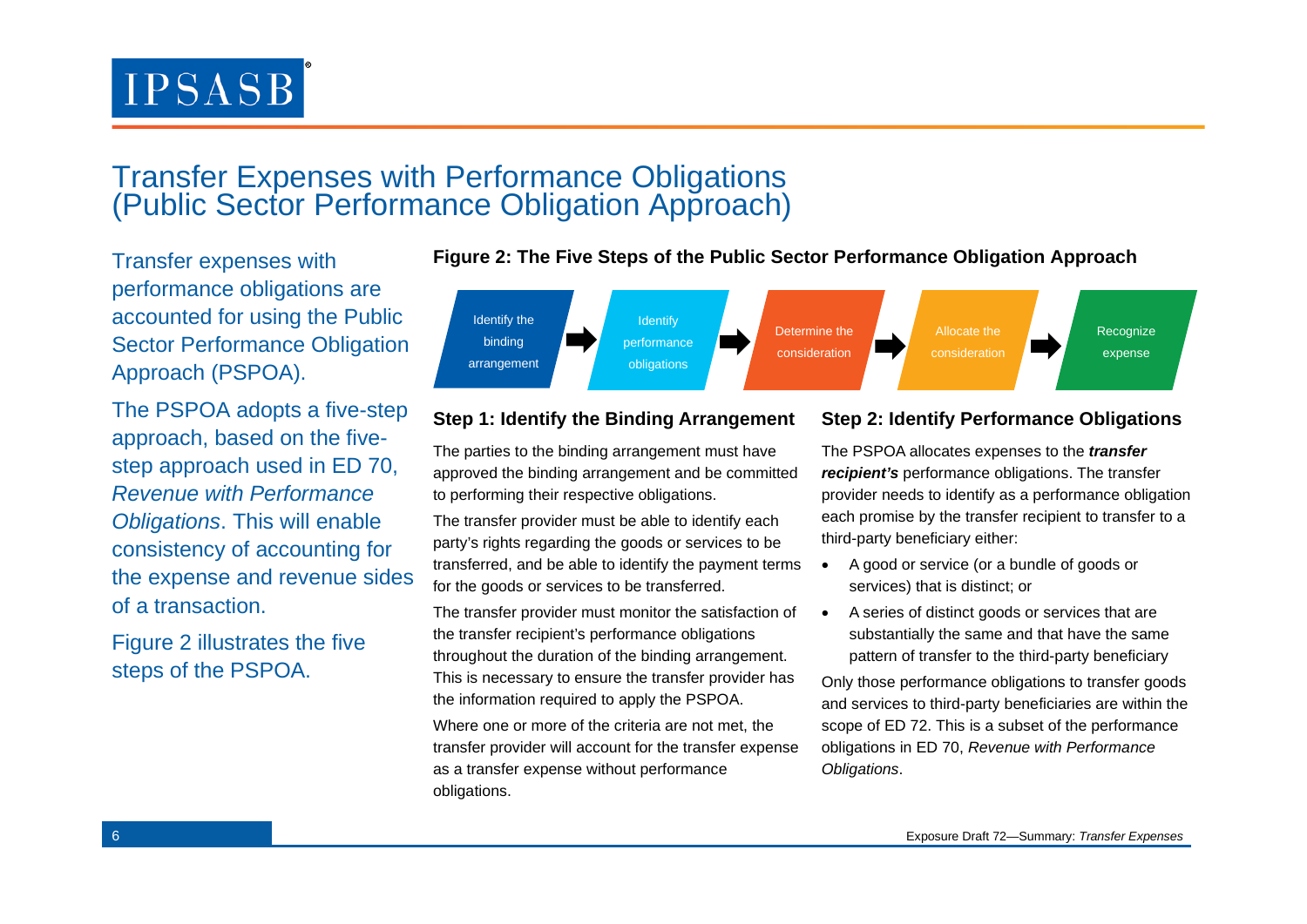# Transfer Expenses with Performance Obligations (Public Sector Performance Obligation Approach)

Transfer expenses with performance obligations are accounted for using the Public Sector Performance Obligation Approach (PSPOA).

The PSPOA adopts a five-step approach, based on the five-step approach used in ED 70, *Revenue with Performance Obligations*. This will enable consistency of accounting for the expense and revenue sides of a transaction.

Figure 2 illustrates the five steps of the PSPOA.

**Figure 2: The Five Steps of the Public Sector Performance Obligation Approach**

Identify the binding arrangement → Identify performance obligations → Determine the consideration → Allocate the consideration → Recognize expense

### Step 1: Identify the Binding Arrangement

The parties to the binding arrangement must have approved the binding arrangement and be committed to performing their respective obligations.

The transfer provider must be able to identify each party's rights regarding the goods or services to be transferred, and be able to identify the payment terms for the goods or services to be transferred.

The transfer provider must monitor the satisfaction of the transfer recipient's performance obligations throughout the duration of the binding arrangement. This is necessary to ensure the transfer provider has the information required to apply the PSPOA.

Where one or more of the criteria are not met, the transfer provider will account for the transfer expense as a transfer expense without performance obligations.

### Step 2: Identify Performance Obligations

The PSPOA allocates expenses to the ***transfer recipient's*** performance obligations. The transfer provider needs to identify as a performance obligation each promise by the transfer recipient to transfer to a third-party beneficiary either:

- A good or service (or a bundle of goods or services) that is distinct; or
- A series of distinct goods or services that are substantially the same and that have the same pattern of transfer to the third-party beneficiary

Only those performance obligations to transfer goods and services to third-party beneficiaries are within the scope of ED 72. This is a subset of the performance obligations in ED 70, *Revenue with Performance Obligations*.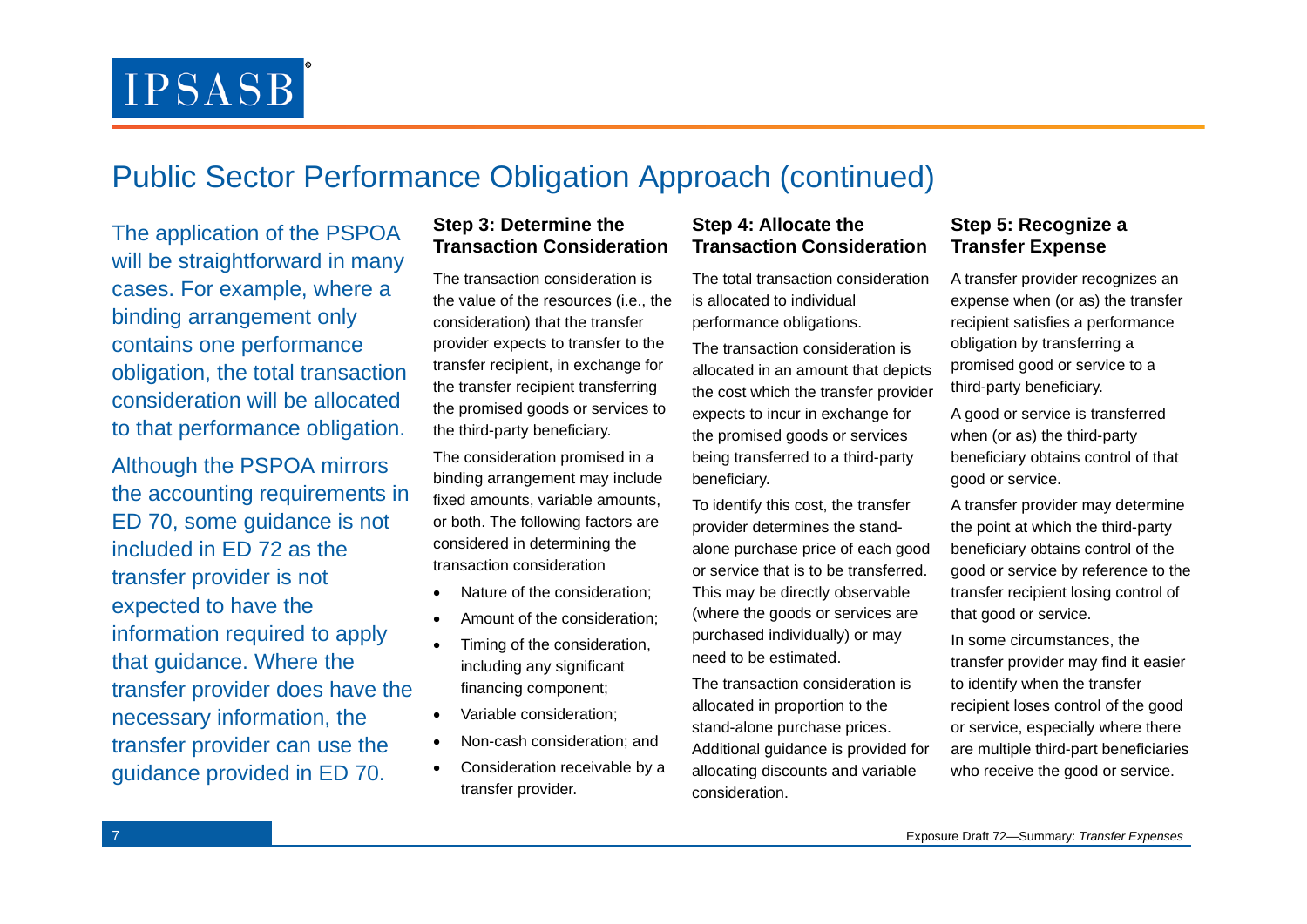## Public Sector Performance Obligation Approach (continued)

The application of the PSPOA will be straightforward in many cases. For example, where a binding arrangement only contains one performance obligation, the total transaction consideration will be allocated to that performance obligation.

Although the PSPOA mirrors the accounting requirements in ED 70, some guidance is not included in ED 72 as the transfer provider is not expected to have the information required to apply that guidance. Where the transfer provider does have the necessary information, the transfer provider can use the guidance provided in ED 70.

### Step 3: Determine the Transaction Consideration

The transaction consideration is the value of the resources (i.e., the consideration) that the transfer provider expects to transfer to the transfer recipient, in exchange for the transfer recipient transferring the promised goods or services to the third-party beneficiary.

The consideration promised in a binding arrangement may include fixed amounts, variable amounts, or both. The following factors are considered in determining the transaction consideration

- Nature of the consideration;
- Amount of the consideration;
- Timing of the consideration, including any significant financing component;
- Variable consideration;
- Non-cash consideration; and
- Consideration receivable by a transfer provider.

### Step 4: Allocate the Transaction Consideration

The total transaction consideration is allocated to individual performance obligations.

The transaction consideration is allocated in an amount that depicts the cost which the transfer provider expects to incur in exchange for the promised goods or services being transferred to a third-party beneficiary.

To identify this cost, the transfer provider determines the stand-alone purchase price of each good or service that is to be transferred. This may be directly observable (where the goods or services are purchased individually) or may need to be estimated.

The transaction consideration is allocated in proportion to the stand-alone purchase prices. Additional guidance is provided for allocating discounts and variable consideration.

### Step 5: Recognize a Transfer Expense

A transfer provider recognizes an expense when (or as) the transfer recipient satisfies a performance obligation by transferring a promised good or service to a third-party beneficiary.

A good or service is transferred when (or as) the third-party beneficiary obtains control of that good or service.

A transfer provider may determine the point at which the third-party beneficiary obtains control of the good or service by reference to the transfer recipient losing control of that good or service.

In some circumstances, the transfer provider may find it easier to identify when the transfer recipient loses control of the good or service, especially where there are multiple third-part beneficiaries who receive the good or service.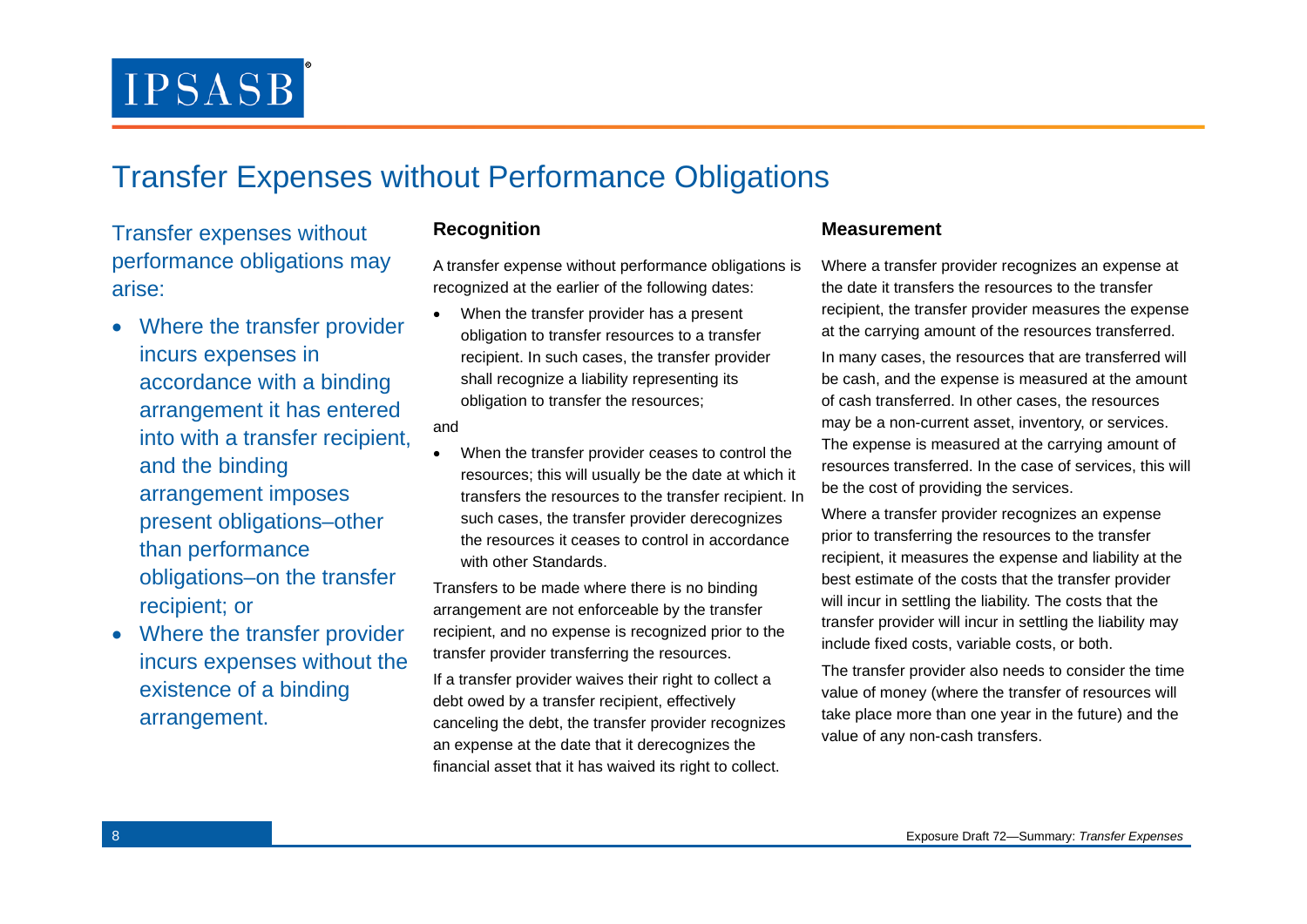# Transfer Expenses without Performance Obligations

Transfer expenses without performance obligations may arise:

- Where the transfer provider incurs expenses in accordance with a binding arrangement it has entered into with a transfer recipient, and the binding arrangement imposes present obligations–other than performance obligations–on the transfer recipient; or
- Where the transfer provider incurs expenses without the existence of a binding arrangement.

**Recognition**

A transfer expense without performance obligations is recognized at the earlier of the following dates:

- When the transfer provider has a present obligation to transfer resources to a transfer recipient. In such cases, the transfer provider shall recognize a liability representing its obligation to transfer the resources;

and

- When the transfer provider ceases to control the resources; this will usually be the date at which it transfers the resources to the transfer recipient. In such cases, the transfer provider derecognizes the resources it ceases to control in accordance with other Standards.

Transfers to be made where there is no binding arrangement are not enforceable by the transfer recipient, and no expense is recognized prior to the transfer provider transferring the resources.

If a transfer provider waives their right to collect a debt owed by a transfer recipient, effectively canceling the debt, the transfer provider recognizes an expense at the date that it derecognizes the financial asset that it has waived its right to collect.

**Measurement**

Where a transfer provider recognizes an expense at the date it transfers the resources to the transfer recipient, the transfer provider measures the expense at the carrying amount of the resources transferred.

In many cases, the resources that are transferred will be cash, and the expense is measured at the amount of cash transferred. In other cases, the resources may be a non-current asset, inventory, or services. The expense is measured at the carrying amount of resources transferred. In the case of services, this will be the cost of providing the services.

Where a transfer provider recognizes an expense prior to transferring the resources to the transfer recipient, it measures the expense and liability at the best estimate of the costs that the transfer provider will incur in settling the liability. The costs that the transfer provider will incur in settling the liability may include fixed costs, variable costs, or both.

The transfer provider also needs to consider the time value of money (where the transfer of resources will take place more than one year in the future) and the value of any non-cash transfers.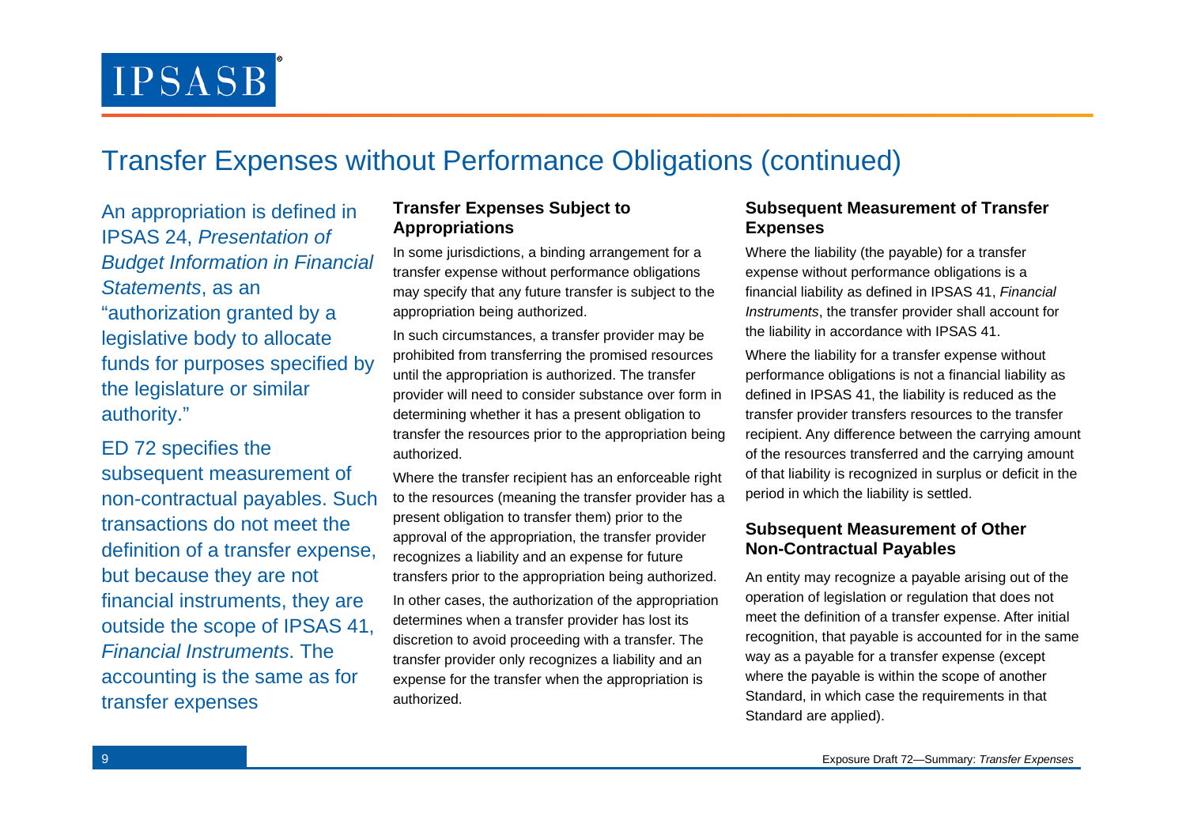# Transfer Expenses without Performance Obligations (continued)

An appropriation is defined in IPSAS 24, *Presentation of Budget Information in Financial Statements*, as an "authorization granted by a legislative body to allocate funds for purposes specified by the legislature or similar authority."

ED 72 specifies the subsequent measurement of non-contractual payables. Such transactions do not meet the definition of a transfer expense, but because they are not financial instruments, they are outside the scope of IPSAS 41, *Financial Instruments*. The accounting is the same as for transfer expenses

## Transfer Expenses Subject to Appropriations

In some jurisdictions, a binding arrangement for a transfer expense without performance obligations may specify that any future transfer is subject to the appropriation being authorized.

In such circumstances, a transfer provider may be prohibited from transferring the promised resources until the appropriation is authorized. The transfer provider will need to consider substance over form in determining whether it has a present obligation to transfer the resources prior to the appropriation being authorized.

Where the transfer recipient has an enforceable right to the resources (meaning the transfer provider has a present obligation to transfer them) prior to the approval of the appropriation, the transfer provider recognizes a liability and an expense for future transfers prior to the appropriation being authorized.

In other cases, the authorization of the appropriation determines when a transfer provider has lost its discretion to avoid proceeding with a transfer. The transfer provider only recognizes a liability and an expense for the transfer when the appropriation is authorized.

## Subsequent Measurement of Transfer Expenses

Where the liability (the payable) for a transfer expense without performance obligations is a financial liability as defined in IPSAS 41, *Financial Instruments*, the transfer provider shall account for the liability in accordance with IPSAS 41.

Where the liability for a transfer expense without performance obligations is not a financial liability as defined in IPSAS 41, the liability is reduced as the transfer provider transfers resources to the transfer recipient. Any difference between the carrying amount of the resources transferred and the carrying amount of that liability is recognized in surplus or deficit in the period in which the liability is settled.

## Subsequent Measurement of Other Non-Contractual Payables

An entity may recognize a payable arising out of the operation of legislation or regulation that does not meet the definition of a transfer expense. After initial recognition, that payable is accounted for in the same way as a payable for a transfer expense (except where the payable is within the scope of another Standard, in which case the requirements in that Standard are applied).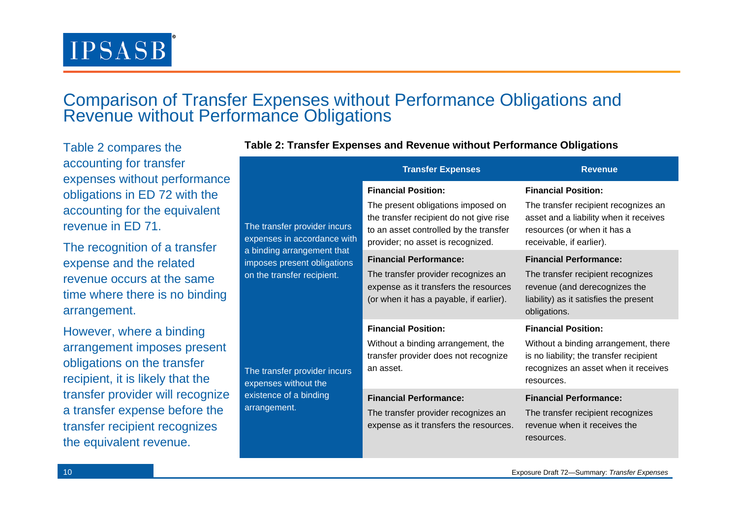# Comparison of Transfer Expenses without Performance Obligations and Revenue without Performance Obligations

Table 2 compares the accounting for transfer expenses without performance obligations in ED 72 with the accounting for the equivalent revenue in ED 71.

The recognition of a transfer expense and the related revenue occurs at the same time where there is no binding arrangement.

However, where a binding arrangement imposes present obligations on the transfer recipient, it is likely that the transfer provider will recognize a transfer expense before the transfer recipient recognizes the equivalent revenue.

**Table 2: Transfer Expenses and Revenue without Performance Obligations**

| | Transfer Expenses | Revenue |
|---|---|---|
| The transfer provider incurs expenses in accordance with a binding arrangement that imposes present obligations on the transfer recipient. | **Financial Position:** The present obligations imposed on the transfer recipient do not give rise to an asset controlled by the transfer provider; no asset is recognized. | **Financial Position:** The transfer recipient recognizes an asset and a liability when it receives resources (or when it has a receivable, if earlier). |
| | **Financial Performance:** The transfer provider recognizes an expense as it transfers the resources (or when it has a payable, if earlier). | **Financial Performance:** The transfer recipient recognizes revenue (and derecognizes the liability) as it satisfies the present obligations. |
| The transfer provider incurs expenses without the existence of a binding arrangement. | **Financial Position:** Without a binding arrangement, the transfer provider does not recognize an asset. | **Financial Position:** Without a binding arrangement, there is no liability; the transfer recipient recognizes an asset when it receives resources. |
| | **Financial Performance:** The transfer provider recognizes an expense as it transfers the resources. | **Financial Performance:** The transfer recipient recognizes revenue when it receives the resources. |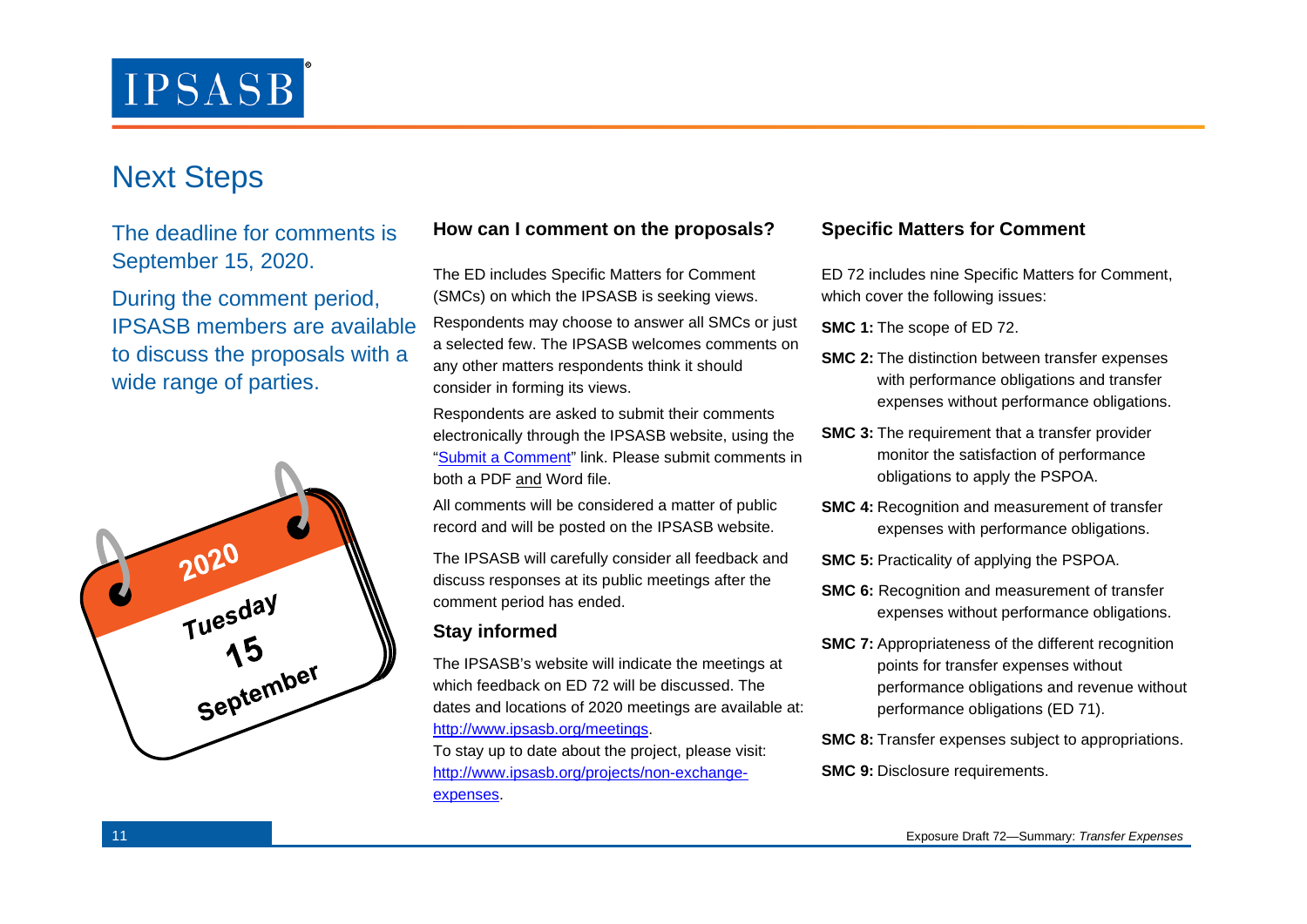## Next Steps

The deadline for comments is September 15, 2020.

During the comment period, IPSASB members are available to discuss the proposals with a wide range of parties.

2020
Tuesday
15
September

### How can I comment on the proposals?

The ED includes Specific Matters for Comment (SMCs) on which the IPSASB is seeking views.

Respondents may choose to answer all SMCs or just a selected few. The IPSASB welcomes comments on any other matters respondents think it should consider in forming its views.

Respondents are asked to submit their comments electronically through the IPSASB website, using the "Submit a Comment" link. Please submit comments in both a PDF and Word file.

All comments will be considered a matter of public record and will be posted on the IPSASB website.

The IPSASB will carefully consider all feedback and discuss responses at its public meetings after the comment period has ended.

### Stay informed

The IPSASB's website will indicate the meetings at which feedback on ED 72 will be discussed. The dates and locations of 2020 meetings are available at: http://www.ipsasb.org/meetings.

To stay up to date about the project, please visit: http://www.ipsasb.org/projects/non-exchange-expenses.

### Specific Matters for Comment

ED 72 includes nine Specific Matters for Comment, which cover the following issues:

**SMC 1:** The scope of ED 72.

**SMC 2:** The distinction between transfer expenses with performance obligations and transfer expenses without performance obligations.

**SMC 3:** The requirement that a transfer provider monitor the satisfaction of performance obligations to apply the PSPOA.

**SMC 4:** Recognition and measurement of transfer expenses with performance obligations.

**SMC 5:** Practicality of applying the PSPOA.

**SMC 6:** Recognition and measurement of transfer expenses without performance obligations.

**SMC 7:** Appropriateness of the different recognition points for transfer expenses without performance obligations and revenue without performance obligations (ED 71).

**SMC 8:** Transfer expenses subject to appropriations.

**SMC 9:** Disclosure requirements.